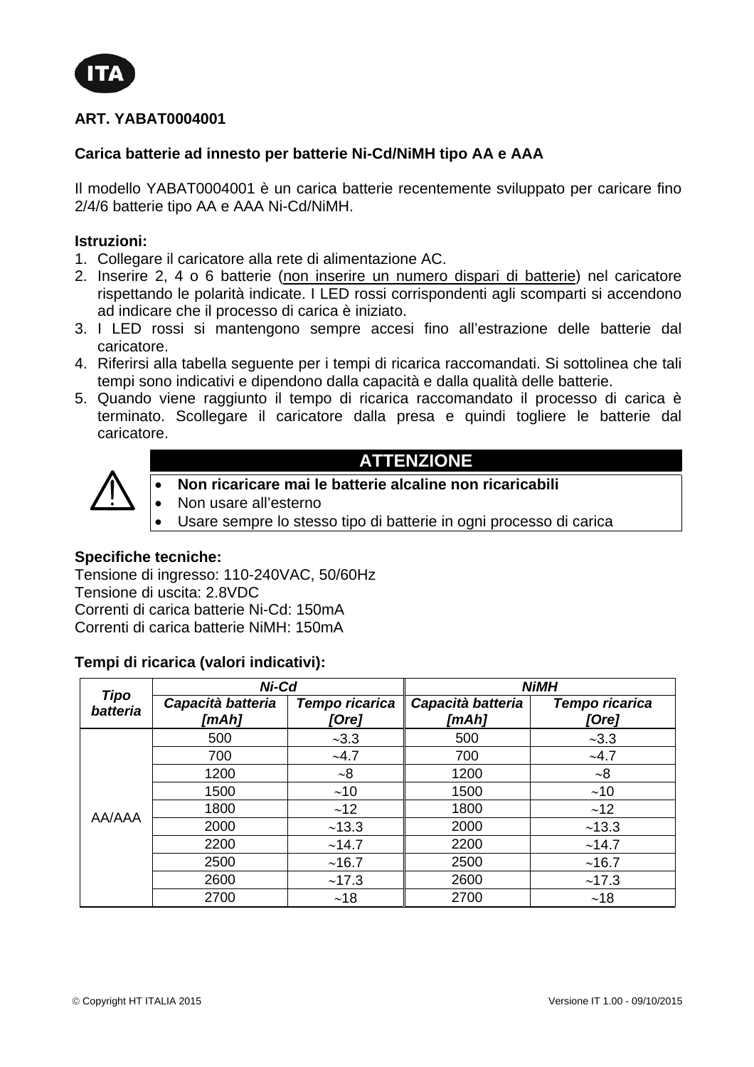ITA

**ART. YABAT0004001**

**Carica batterie ad innesto per batterie Ni-Cd/NiMH tipo AA e AAA**

Il modello YABAT0004001 è un carica batterie recentemente sviluppato per caricare fino 2/4/6 batterie tipo AA e AAA Ni-Cd/NiMH.

**Istruzioni:**

1. Collegare il caricatore alla rete di alimentazione AC.
2. Inserire 2, 4 o 6 batterie (<u>non inserire un numero dispari di batterie</u>) nel caricatore rispettando le polarità indicate. I LED rossi corrispondenti agli scomparti si accendono ad indicare che il processo di carica è iniziato.
3. I LED rossi si mantengono sempre accesi fino all'estrazione delle batterie dal caricatore.
4. Riferirsi alla tabella seguente per i tempi di ricarica raccomandati. Si sottolinea che tali tempi sono indicativi e dipendono dalla capacità e dalla qualità delle batterie.
5. Quando viene raggiunto il tempo di ricarica raccomandato il processo di carica è terminato. Scollegare il caricatore dalla presa e quindi togliere le batterie dal caricatore.

**ATTENZIONE**

- **Non ricaricare mai le batterie alcaline non ricaricabili**
- Non usare all'esterno
- Usare sempre lo stesso tipo di batterie in ogni processo di carica

**Specifiche tecniche:**

Tensione di ingresso: 110-240VAC, 50/60Hz
Tensione di uscita: 2.8VDC
Correnti di carica batterie Ni-Cd: 150mA
Correnti di carica batterie NiMH: 150mA

**Tempi di ricarica (valori indicativi):**

| *Tipo batteria* | *Ni-Cd* | | *NiMH* | |
|---|---|---|---|---|
| | *Capacità batteria [mAh]* | *Tempo ricarica [Ore]* | *Capacità batteria [mAh]* | *Tempo ricarica [Ore]* |
| AA/AAA | 500 | ~3.3 | 500 | ~3.3 |
| | 700 | ~4.7 | 700 | ~4.7 |
| | 1200 | ~8 | 1200 | ~8 |
| | 1500 | ~10 | 1500 | ~10 |
| | 1800 | ~12 | 1800 | ~12 |
| | 2000 | ~13.3 | 2000 | ~13.3 |
| | 2200 | ~14.7 | 2200 | ~14.7 |
| | 2500 | ~16.7 | 2500 | ~16.7 |
| | 2600 | ~17.3 | 2600 | ~17.3 |
| | 2700 | ~18 | 2700 | ~18 |

© Copyright HT ITALIA 2015 Versione IT 1.00 - 09/10/2015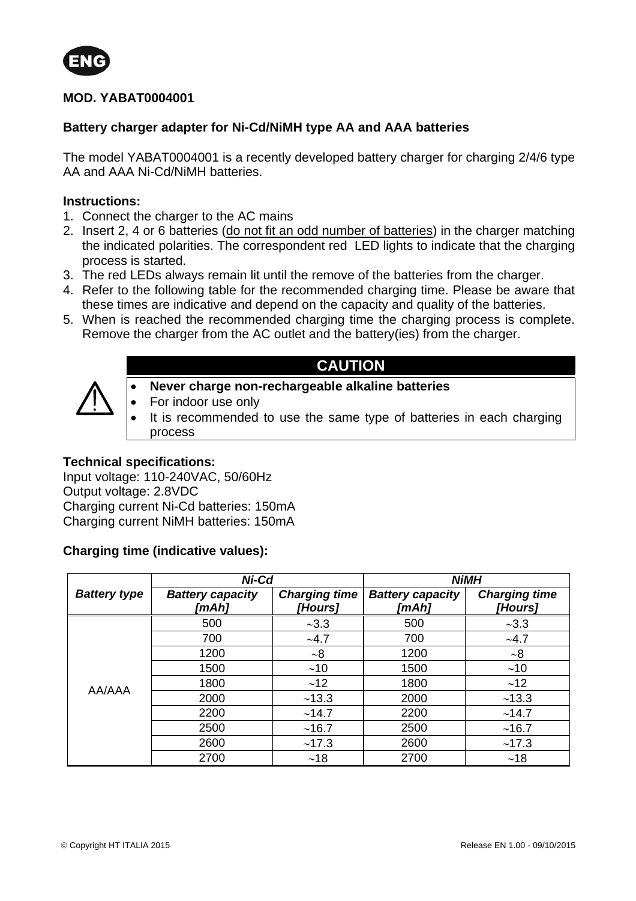**ENG**

**MOD. YABAT0004001**

**Battery charger adapter for Ni-Cd/NiMH type AA and AAA batteries**

The model YABAT0004001 is a recently developed battery charger for charging 2/4/6 type AA and AAA Ni-Cd/NiMH batteries.

**Instructions:**

1. Connect the charger to the AC mains
2. Insert 2, 4 or 6 batteries (do not fit an odd number of batteries) in the charger matching the indicated polarities. The correspondent red LED lights to indicate that the charging process is started.
3. The red LEDs always remain lit until the remove of the batteries from the charger.
4. Refer to the following table for the recommended charging time. Please be aware that these times are indicative and depend on the capacity and quality of the batteries.
5. When is reached the recommended charging time the charging process is complete. Remove the charger from the AC outlet and the battery(ies) from the charger.

**CAUTION**

- **Never charge non-rechargeable alkaline batteries**
- For indoor use only
- It is recommended to use the same type of batteries in each charging process

**Technical specifications:**

Input voltage: 110-240VAC, 50/60Hz
Output voltage: 2.8VDC
Charging current Ni-Cd batteries: 150mA
Charging current NiMH batteries: 150mA

**Charging time (indicative values):**

| *Battery type* | *Ni-Cd* | | *NiMH* | |
|---|---|---|---|---|
| | *Battery capacity [mAh]* | *Charging time [Hours]* | *Battery capacity [mAh]* | *Charging time [Hours]* |
| AA/AAA | 500 | ~3.3 | 500 | ~3.3 |
| | 700 | ~4.7 | 700 | ~4.7 |
| | 1200 | ~8 | 1200 | ~8 |
| | 1500 | ~10 | 1500 | ~10 |
| | 1800 | ~12 | 1800 | ~12 |
| | 2000 | ~13.3 | 2000 | ~13.3 |
| | 2200 | ~14.7 | 2200 | ~14.7 |
| | 2500 | ~16.7 | 2500 | ~16.7 |
| | 2600 | ~17.3 | 2600 | ~17.3 |
| | 2700 | ~18 | 2700 | ~18 |

© Copyright HT ITALIA 2015 Release EN 1.00 - 09/10/2015